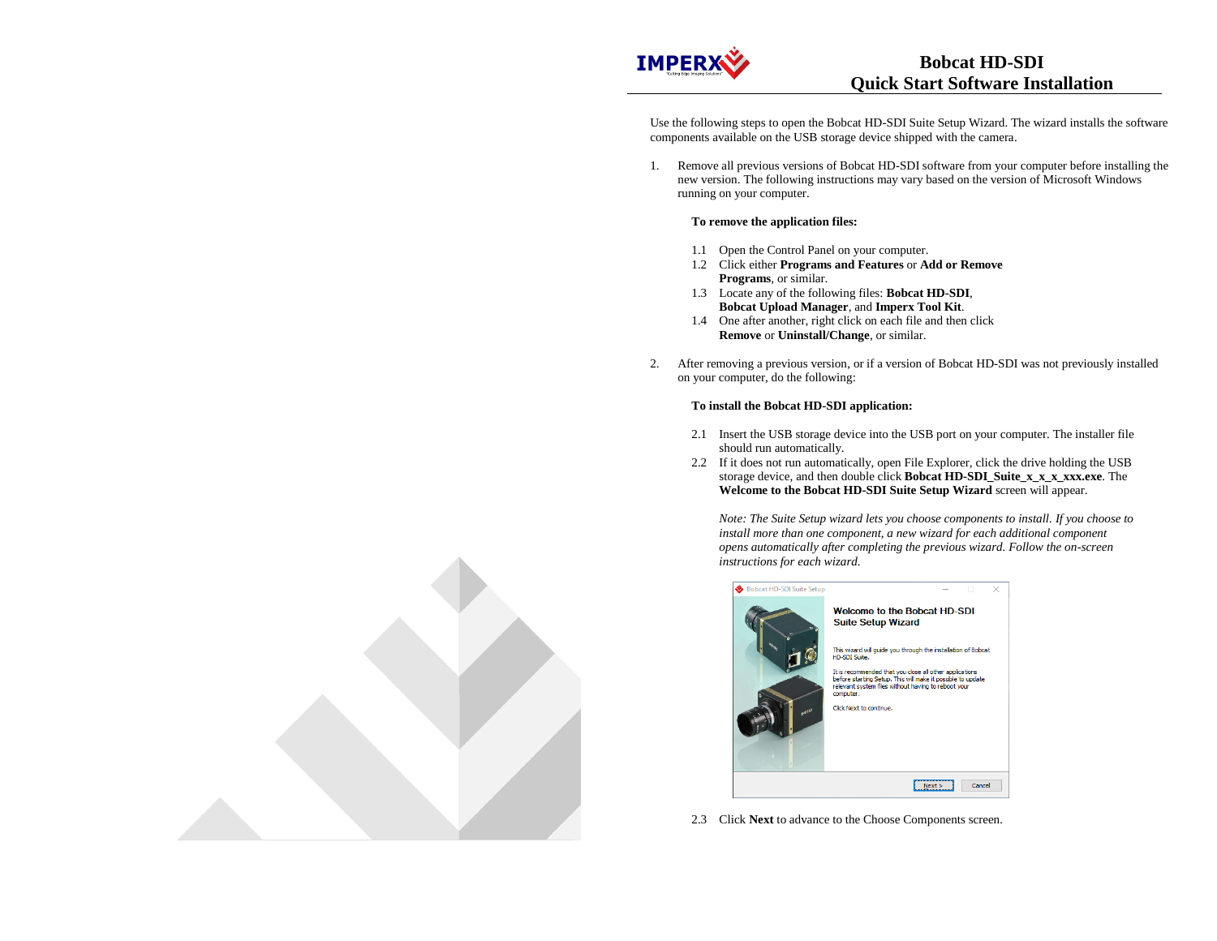# Bobcat HD-SDI Quick Start Software Installation

Use the following steps to open the Bobcat HD-SDI Suite Setup Wizard. The wizard installs the software components available on the USB storage device shipped with the camera.

1. Remove all previous versions of Bobcat HD-SDI software from your computer before installing the new version. The following instructions may vary based on the version of Microsoft Windows running on your computer.

   **To remove the application files:**

   1.1 Open the Control Panel on your computer.
   1.2 Click either **Programs and Features** or **Add or Remove Programs**, or similar.
   1.3 Locate any of the following files: **Bobcat HD-SDI**, **Bobcat Upload Manager**, and **Imperx Tool Kit**.
   1.4 One after another, right click on each file and then click **Remove** or **Uninstall/Change**, or similar.

2. After removing a previous version, or if a version of Bobcat HD-SDI was not previously installed on your computer, do the following:

   **To install the Bobcat HD-SDI application:**

   2.1 Insert the USB storage device into the USB port on your computer. The installer file should run automatically.
   2.2 If it does not run automatically, open File Explorer, click the drive holding the USB storage device, and then double click **Bobcat HD-SDI_Suite_x_x_x_xxx.exe**. The **Welcome to the Bobcat HD-SDI Suite Setup Wizard** screen will appear.

   *Note: The Suite Setup wizard lets you choose components to install. If you choose to install more than one component, a new wizard for each additional component opens automatically after completing the previous wizard. Follow the on-screen instructions for each wizard.*

   2.3 Click **Next** to advance to the Choose Components screen.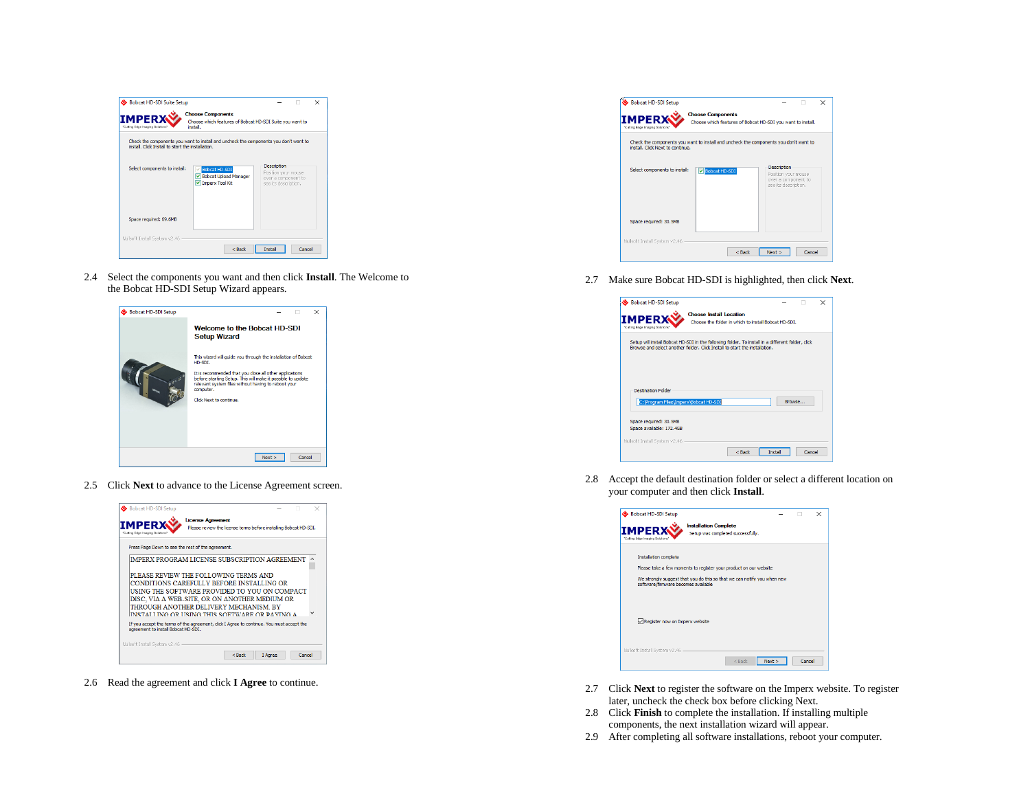2.4 Select the components you want and then click **Install**. The Welcome to the Bobcat HD-SDI Setup Wizard appears.

2.5 Click **Next** to advance to the License Agreement screen.

2.6 Read the agreement and click **I Agree** to continue.

2.7 Make sure Bobcat HD-SDI is highlighted, then click **Next**.

2.8 Accept the default destination folder or select a different location on your computer and then click **Install**.

2.7 Click **Next** to register the software on the Imperx website. To register later, uncheck the check box before clicking Next.

2.8 Click **Finish** to complete the installation. If installing multiple components, the next installation wizard will appear.

2.9 After completing all software installations, reboot your computer.